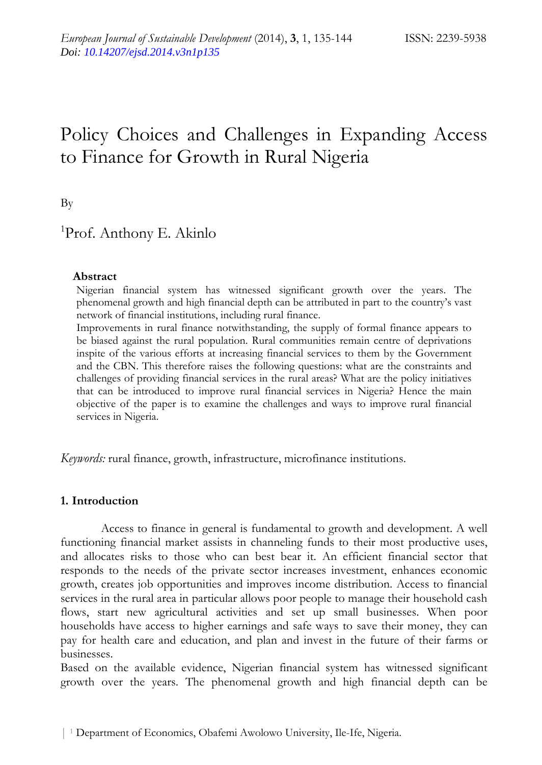# Policy Choices and Challenges in Expanding Access to Finance for Growth in Rural Nigeria

By

[1]Prof. Anthony E. Akinlo

**Abstract**

Nigerian financial system has witnessed significant growth over the years. The phenomenal growth and high financial depth can be attributed in part to the country's vast network of financial institutions, including rural finance.

Improvements in rural finance notwithstanding, the supply of formal finance appears to be biased against the rural population. Rural communities remain centre of deprivations inspite of the various efforts at increasing financial services to them by the Government and the CBN. This therefore raises the following questions: what are the constraints and challenges of providing financial services in the rural areas? What are the policy initiatives that can be introduced to improve rural financial services in Nigeria? Hence the main objective of the paper is to examine the challenges and ways to improve rural financial services in Nigeria.

*Keywords:* rural finance, growth, infrastructure, microfinance institutions.

## 1. Introduction

Access to finance in general is fundamental to growth and development. A well functioning financial market assists in channeling funds to their most productive uses, and allocates risks to those who can best bear it. An efficient financial sector that responds to the needs of the private sector increases investment, enhances economic growth, creates job opportunities and improves income distribution. Access to financial services in the rural area in particular allows poor people to manage their household cash flows, start new agricultural activities and set up small businesses. When poor households have access to higher earnings and safe ways to save their money, they can pay for health care and education, and plan and invest in the future of their farms or businesses.

Based on the available evidence, Nigerian financial system has witnessed significant growth over the years. The phenomenal growth and high financial depth can be

[1] Department of Economics, Obafemi Awolowo University, Ile-Ife, Nigeria.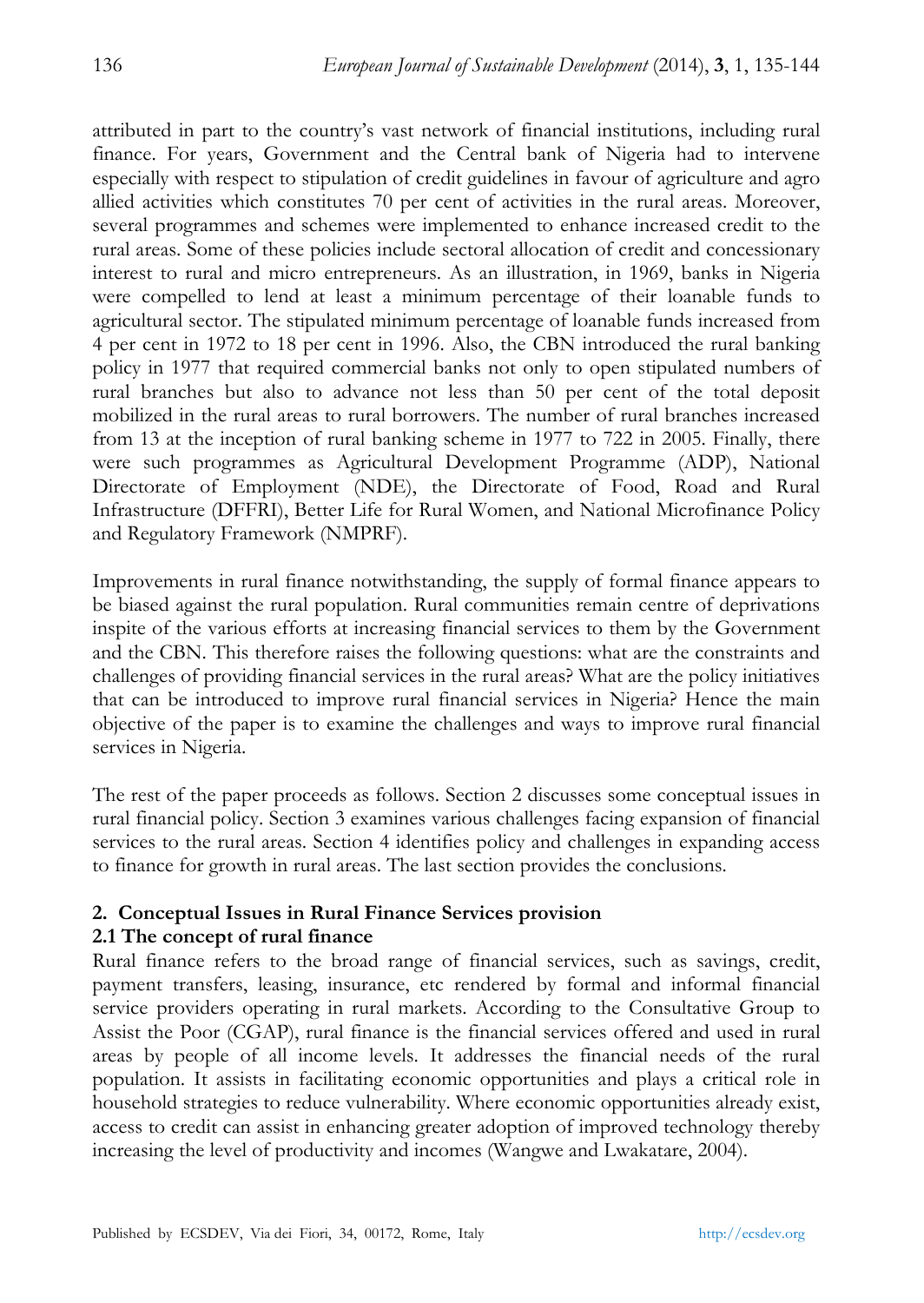attributed in part to the country's vast network of financial institutions, including rural finance. For years, Government and the Central bank of Nigeria had to intervene especially with respect to stipulation of credit guidelines in favour of agriculture and agro allied activities which constitutes 70 per cent of activities in the rural areas. Moreover, several programmes and schemes were implemented to enhance increased credit to the rural areas. Some of these policies include sectoral allocation of credit and concessionary interest to rural and micro entrepreneurs. As an illustration, in 1969, banks in Nigeria were compelled to lend at least a minimum percentage of their loanable funds to agricultural sector. The stipulated minimum percentage of loanable funds increased from 4 per cent in 1972 to 18 per cent in 1996. Also, the CBN introduced the rural banking policy in 1977 that required commercial banks not only to open stipulated numbers of rural branches but also to advance not less than 50 per cent of the total deposit mobilized in the rural areas to rural borrowers. The number of rural branches increased from 13 at the inception of rural banking scheme in 1977 to 722 in 2005. Finally, there were such programmes as Agricultural Development Programme (ADP), National Directorate of Employment (NDE), the Directorate of Food, Road and Rural Infrastructure (DFFRI), Better Life for Rural Women, and National Microfinance Policy and Regulatory Framework (NMPRF).

Improvements in rural finance notwithstanding, the supply of formal finance appears to be biased against the rural population. Rural communities remain centre of deprivations inspite of the various efforts at increasing financial services to them by the Government and the CBN. This therefore raises the following questions: what are the constraints and challenges of providing financial services in the rural areas? What are the policy initiatives that can be introduced to improve rural financial services in Nigeria? Hence the main objective of the paper is to examine the challenges and ways to improve rural financial services in Nigeria.

The rest of the paper proceeds as follows. Section 2 discusses some conceptual issues in rural financial policy. Section 3 examines various challenges facing expansion of financial services to the rural areas. Section 4 identifies policy and challenges in expanding access to finance for growth in rural areas. The last section provides the conclusions.

## 2. Conceptual Issues in Rural Finance Services provision

### 2.1 The concept of rural finance

Rural finance refers to the broad range of financial services, such as savings, credit, payment transfers, leasing, insurance, etc rendered by formal and informal financial service providers operating in rural markets. According to the Consultative Group to Assist the Poor (CGAP), rural finance is the financial services offered and used in rural areas by people of all income levels. It addresses the financial needs of the rural population. It assists in facilitating economic opportunities and plays a critical role in household strategies to reduce vulnerability. Where economic opportunities already exist, access to credit can assist in enhancing greater adoption of improved technology thereby increasing the level of productivity and incomes (Wangwe and Lwakatare, 2004).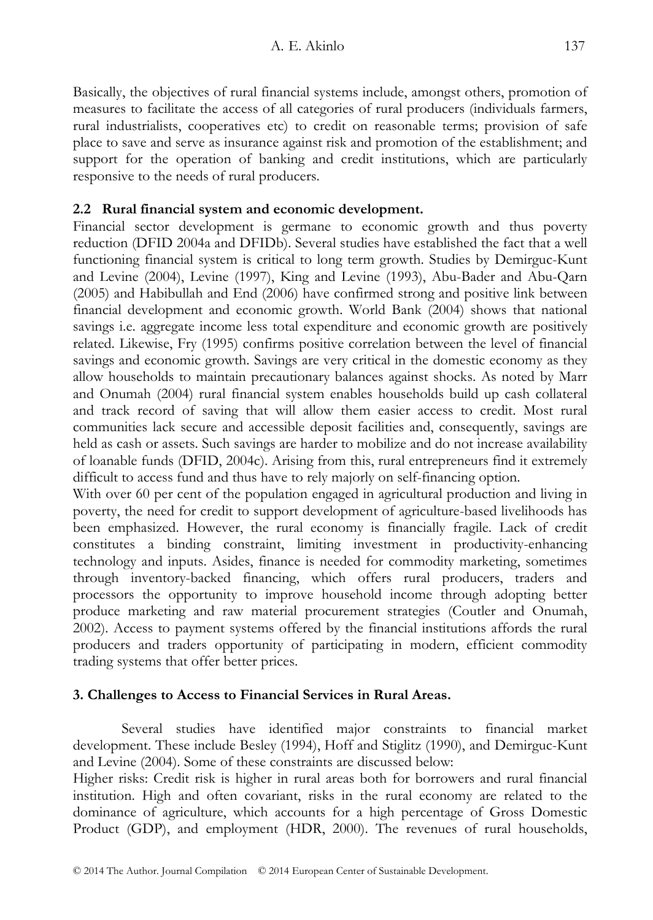Basically, the objectives of rural financial systems include, amongst others, promotion of measures to facilitate the access of all categories of rural producers (individuals farmers, rural industrialists, cooperatives etc) to credit on reasonable terms; provision of safe place to save and serve as insurance against risk and promotion of the establishment; and support for the operation of banking and credit institutions, which are particularly responsive to the needs of rural producers.

### 2.2 Rural financial system and economic development.

Financial sector development is germane to economic growth and thus poverty reduction (DFID 2004a and DFIDb). Several studies have established the fact that a well functioning financial system is critical to long term growth. Studies by Demirguc-Kunt and Levine (2004), Levine (1997), King and Levine (1993), Abu-Bader and Abu-Qarn (2005) and Habibullah and End (2006) have confirmed strong and positive link between financial development and economic growth. World Bank (2004) shows that national savings i.e. aggregate income less total expenditure and economic growth are positively related. Likewise, Fry (1995) confirms positive correlation between the level of financial savings and economic growth. Savings are very critical in the domestic economy as they allow households to maintain precautionary balances against shocks. As noted by Marr and Onumah (2004) rural financial system enables households build up cash collateral and track record of saving that will allow them easier access to credit. Most rural communities lack secure and accessible deposit facilities and, consequently, savings are held as cash or assets. Such savings are harder to mobilize and do not increase availability of loanable funds (DFID, 2004c). Arising from this, rural entrepreneurs find it extremely difficult to access fund and thus have to rely majorly on self-financing option.

With over 60 per cent of the population engaged in agricultural production and living in poverty, the need for credit to support development of agriculture-based livelihoods has been emphasized. However, the rural economy is financially fragile. Lack of credit constitutes a binding constraint, limiting investment in productivity-enhancing technology and inputs. Asides, finance is needed for commodity marketing, sometimes through inventory-backed financing, which offers rural producers, traders and processors the opportunity to improve household income through adopting better produce marketing and raw material procurement strategies (Coutler and Onumah, 2002). Access to payment systems offered by the financial institutions affords the rural producers and traders opportunity of participating in modern, efficient commodity trading systems that offer better prices.

## 3. Challenges to Access to Financial Services in Rural Areas.

Several studies have identified major constraints to financial market development. These include Besley (1994), Hoff and Stiglitz (1990), and Demirguc-Kunt and Levine (2004). Some of these constraints are discussed below:

Higher risks: Credit risk is higher in rural areas both for borrowers and rural financial institution. High and often covariant, risks in the rural economy are related to the dominance of agriculture, which accounts for a high percentage of Gross Domestic Product (GDP), and employment (HDR, 2000). The revenues of rural households,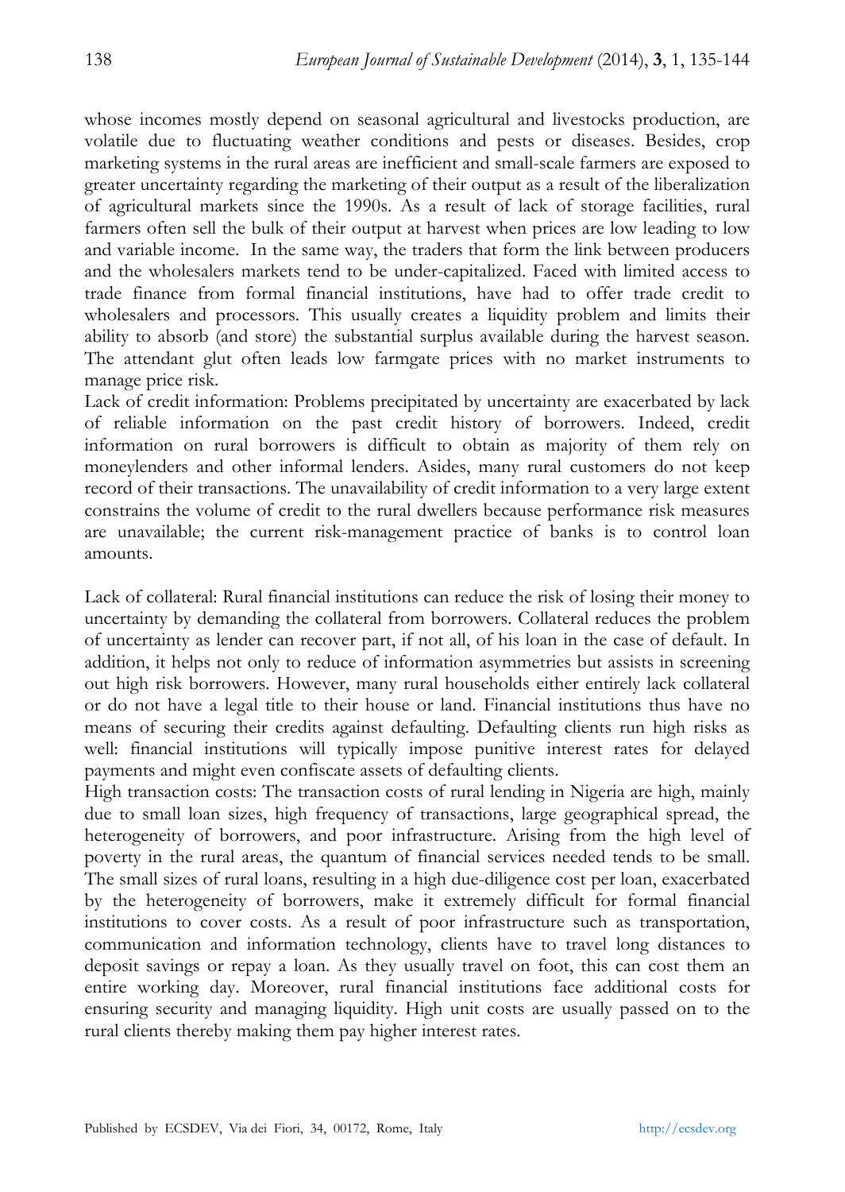whose incomes mostly depend on seasonal agricultural and livestocks production, are volatile due to fluctuating weather conditions and pests or diseases. Besides, crop marketing systems in the rural areas are inefficient and small-scale farmers are exposed to greater uncertainty regarding the marketing of their output as a result of the liberalization of agricultural markets since the 1990s. As a result of lack of storage facilities, rural farmers often sell the bulk of their output at harvest when prices are low leading to low and variable income. In the same way, the traders that form the link between producers and the wholesalers markets tend to be under-capitalized. Faced with limited access to trade finance from formal financial institutions, have had to offer trade credit to wholesalers and processors. This usually creates a liquidity problem and limits their ability to absorb (and store) the substantial surplus available during the harvest season. The attendant glut often leads low farmgate prices with no market instruments to manage price risk.

Lack of credit information: Problems precipitated by uncertainty are exacerbated by lack of reliable information on the past credit history of borrowers. Indeed, credit information on rural borrowers is difficult to obtain as majority of them rely on moneylenders and other informal lenders. Asides, many rural customers do not keep record of their transactions. The unavailability of credit information to a very large extent constrains the volume of credit to the rural dwellers because performance risk measures are unavailable; the current risk-management practice of banks is to control loan amounts.

Lack of collateral: Rural financial institutions can reduce the risk of losing their money to uncertainty by demanding the collateral from borrowers. Collateral reduces the problem of uncertainty as lender can recover part, if not all, of his loan in the case of default. In addition, it helps not only to reduce of information asymmetries but assists in screening out high risk borrowers. However, many rural households either entirely lack collateral or do not have a legal title to their house or land. Financial institutions thus have no means of securing their credits against defaulting. Defaulting clients run high risks as well: financial institutions will typically impose punitive interest rates for delayed payments and might even confiscate assets of defaulting clients.

High transaction costs: The transaction costs of rural lending in Nigeria are high, mainly due to small loan sizes, high frequency of transactions, large geographical spread, the heterogeneity of borrowers, and poor infrastructure. Arising from the high level of poverty in the rural areas, the quantum of financial services needed tends to be small. The small sizes of rural loans, resulting in a high due-diligence cost per loan, exacerbated by the heterogeneity of borrowers, make it extremely difficult for formal financial institutions to cover costs. As a result of poor infrastructure such as transportation, communication and information technology, clients have to travel long distances to deposit savings or repay a loan. As they usually travel on foot, this can cost them an entire working day. Moreover, rural financial institutions face additional costs for ensuring security and managing liquidity. High unit costs are usually passed on to the rural clients thereby making them pay higher interest rates.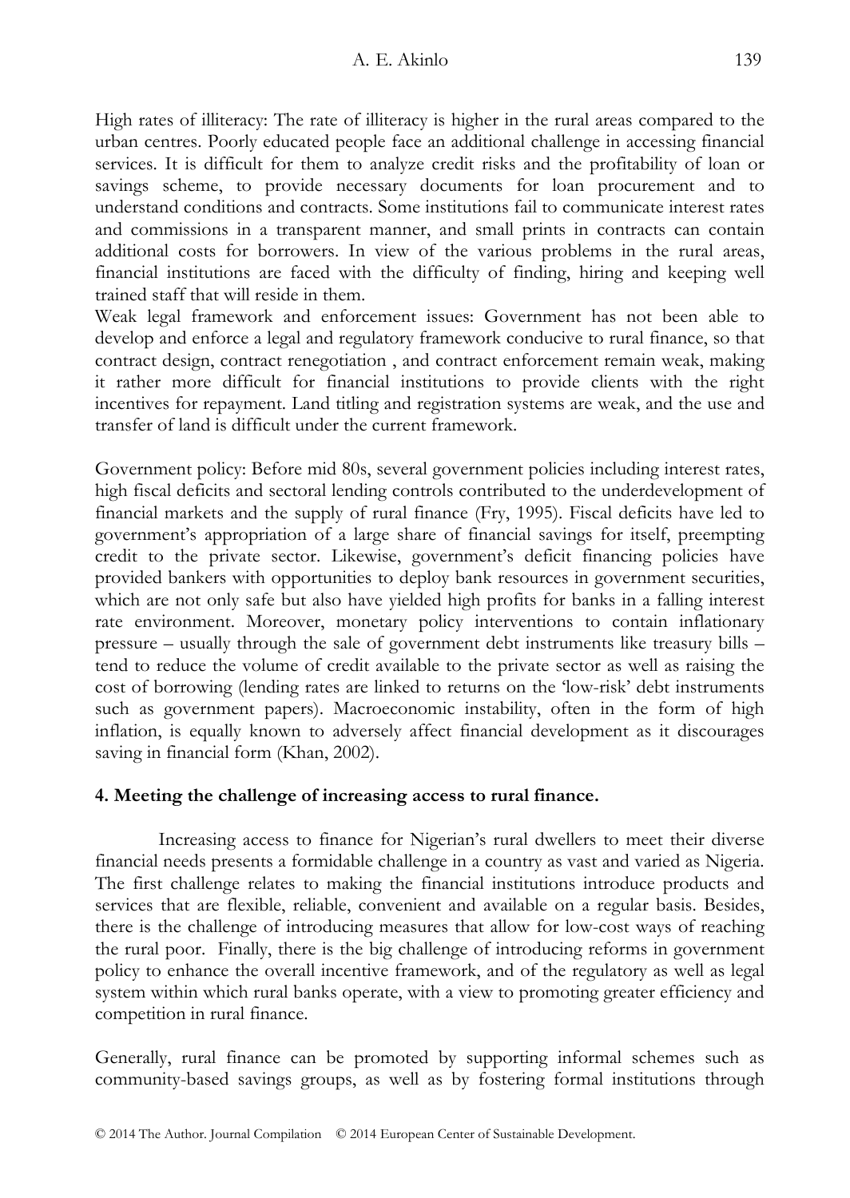High rates of illiteracy: The rate of illiteracy is higher in the rural areas compared to the urban centres. Poorly educated people face an additional challenge in accessing financial services. It is difficult for them to analyze credit risks and the profitability of loan or savings scheme, to provide necessary documents for loan procurement and to understand conditions and contracts. Some institutions fail to communicate interest rates and commissions in a transparent manner, and small prints in contracts can contain additional costs for borrowers. In view of the various problems in the rural areas, financial institutions are faced with the difficulty of finding, hiring and keeping well trained staff that will reside in them.

Weak legal framework and enforcement issues: Government has not been able to develop and enforce a legal and regulatory framework conducive to rural finance, so that contract design, contract renegotiation , and contract enforcement remain weak, making it rather more difficult for financial institutions to provide clients with the right incentives for repayment. Land titling and registration systems are weak, and the use and transfer of land is difficult under the current framework.

Government policy: Before mid 80s, several government policies including interest rates, high fiscal deficits and sectoral lending controls contributed to the underdevelopment of financial markets and the supply of rural finance (Fry, 1995). Fiscal deficits have led to government's appropriation of a large share of financial savings for itself, preempting credit to the private sector. Likewise, government's deficit financing policies have provided bankers with opportunities to deploy bank resources in government securities, which are not only safe but also have yielded high profits for banks in a falling interest rate environment. Moreover, monetary policy interventions to contain inflationary pressure – usually through the sale of government debt instruments like treasury bills – tend to reduce the volume of credit available to the private sector as well as raising the cost of borrowing (lending rates are linked to returns on the 'low-risk' debt instruments such as government papers). Macroeconomic instability, often in the form of high inflation, is equally known to adversely affect financial development as it discourages saving in financial form (Khan, 2002).

## 4. Meeting the challenge of increasing access to rural finance.

Increasing access to finance for Nigerian's rural dwellers to meet their diverse financial needs presents a formidable challenge in a country as vast and varied as Nigeria. The first challenge relates to making the financial institutions introduce products and services that are flexible, reliable, convenient and available on a regular basis. Besides, there is the challenge of introducing measures that allow for low-cost ways of reaching the rural poor. Finally, there is the big challenge of introducing reforms in government policy to enhance the overall incentive framework, and of the regulatory as well as legal system within which rural banks operate, with a view to promoting greater efficiency and competition in rural finance.

Generally, rural finance can be promoted by supporting informal schemes such as community-based savings groups, as well as by fostering formal institutions through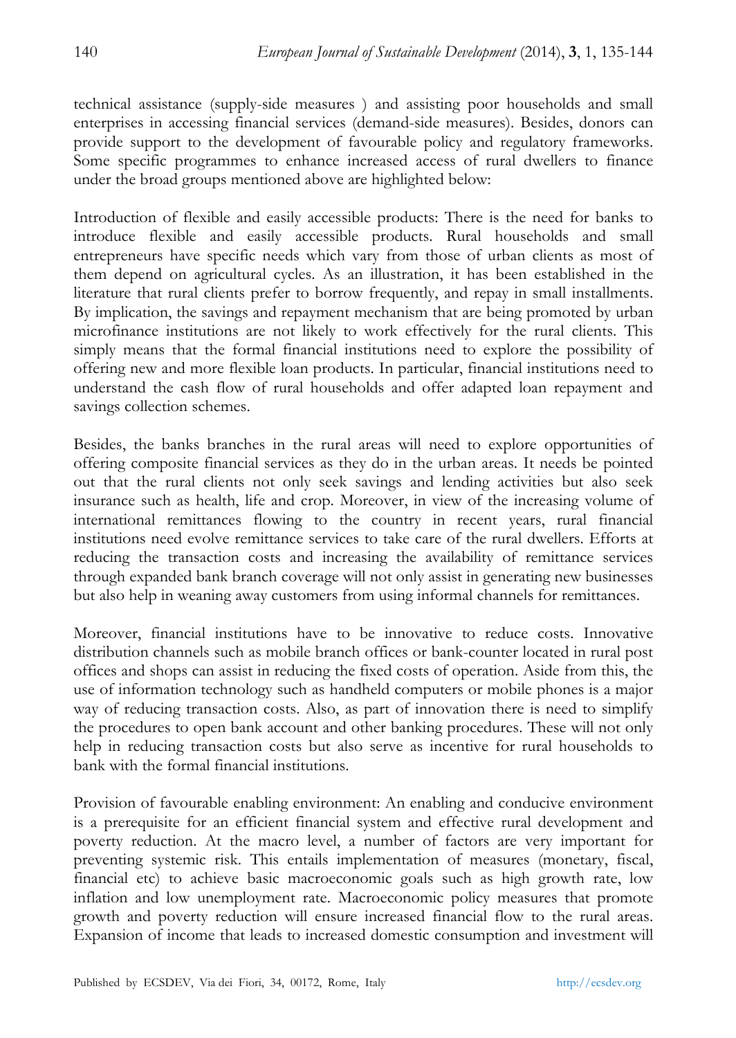technical assistance (supply-side measures ) and assisting poor households and small enterprises in accessing financial services (demand-side measures). Besides, donors can provide support to the development of favourable policy and regulatory frameworks. Some specific programmes to enhance increased access of rural dwellers to finance under the broad groups mentioned above are highlighted below:

Introduction of flexible and easily accessible products: There is the need for banks to introduce flexible and easily accessible products. Rural households and small entrepreneurs have specific needs which vary from those of urban clients as most of them depend on agricultural cycles. As an illustration, it has been established in the literature that rural clients prefer to borrow frequently, and repay in small installments. By implication, the savings and repayment mechanism that are being promoted by urban microfinance institutions are not likely to work effectively for the rural clients. This simply means that the formal financial institutions need to explore the possibility of offering new and more flexible loan products. In particular, financial institutions need to understand the cash flow of rural households and offer adapted loan repayment and savings collection schemes.

Besides, the banks branches in the rural areas will need to explore opportunities of offering composite financial services as they do in the urban areas. It needs be pointed out that the rural clients not only seek savings and lending activities but also seek insurance such as health, life and crop. Moreover, in view of the increasing volume of international remittances flowing to the country in recent years, rural financial institutions need evolve remittance services to take care of the rural dwellers. Efforts at reducing the transaction costs and increasing the availability of remittance services through expanded bank branch coverage will not only assist in generating new businesses but also help in weaning away customers from using informal channels for remittances.

Moreover, financial institutions have to be innovative to reduce costs. Innovative distribution channels such as mobile branch offices or bank-counter located in rural post offices and shops can assist in reducing the fixed costs of operation. Aside from this, the use of information technology such as handheld computers or mobile phones is a major way of reducing transaction costs. Also, as part of innovation there is need to simplify the procedures to open bank account and other banking procedures. These will not only help in reducing transaction costs but also serve as incentive for rural households to bank with the formal financial institutions.

Provision of favourable enabling environment: An enabling and conducive environment is a prerequisite for an efficient financial system and effective rural development and poverty reduction. At the macro level, a number of factors are very important for preventing systemic risk. This entails implementation of measures (monetary, fiscal, financial etc) to achieve basic macroeconomic goals such as high growth rate, low inflation and low unemployment rate. Macroeconomic policy measures that promote growth and poverty reduction will ensure increased financial flow to the rural areas. Expansion of income that leads to increased domestic consumption and investment will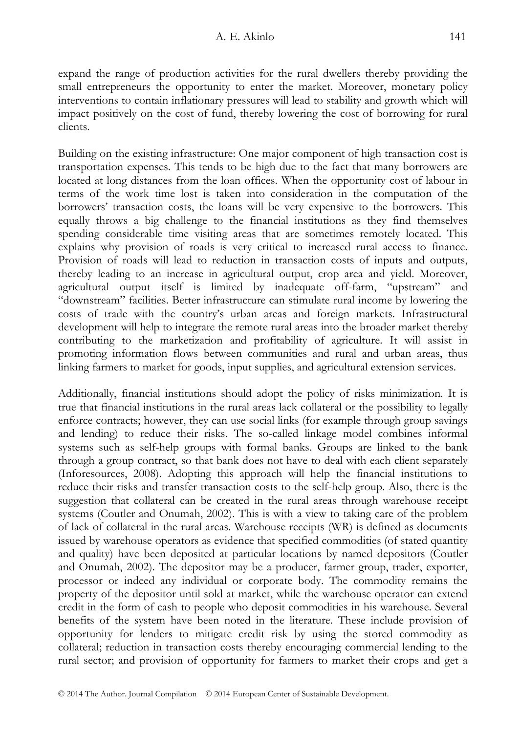expand the range of production activities for the rural dwellers thereby providing the small entrepreneurs the opportunity to enter the market. Moreover, monetary policy interventions to contain inflationary pressures will lead to stability and growth which will impact positively on the cost of fund, thereby lowering the cost of borrowing for rural clients.

Building on the existing infrastructure: One major component of high transaction cost is transportation expenses. This tends to be high due to the fact that many borrowers are located at long distances from the loan offices. When the opportunity cost of labour in terms of the work time lost is taken into consideration in the computation of the borrowers' transaction costs, the loans will be very expensive to the borrowers. This equally throws a big challenge to the financial institutions as they find themselves spending considerable time visiting areas that are sometimes remotely located. This explains why provision of roads is very critical to increased rural access to finance. Provision of roads will lead to reduction in transaction costs of inputs and outputs, thereby leading to an increase in agricultural output, crop area and yield. Moreover, agricultural output itself is limited by inadequate off-farm, "upstream" and "downstream" facilities. Better infrastructure can stimulate rural income by lowering the costs of trade with the country's urban areas and foreign markets. Infrastructural development will help to integrate the remote rural areas into the broader market thereby contributing to the marketization and profitability of agriculture. It will assist in promoting information flows between communities and rural and urban areas, thus linking farmers to market for goods, input supplies, and agricultural extension services.

Additionally, financial institutions should adopt the policy of risks minimization. It is true that financial institutions in the rural areas lack collateral or the possibility to legally enforce contracts; however, they can use social links (for example through group savings and lending) to reduce their risks. The so-called linkage model combines informal systems such as self-help groups with formal banks. Groups are linked to the bank through a group contract, so that bank does not have to deal with each client separately (Inforesources, 2008). Adopting this approach will help the financial institutions to reduce their risks and transfer transaction costs to the self-help group. Also, there is the suggestion that collateral can be created in the rural areas through warehouse receipt systems (Coutler and Onumah, 2002). This is with a view to taking care of the problem of lack of collateral in the rural areas. Warehouse receipts (WR) is defined as documents issued by warehouse operators as evidence that specified commodities (of stated quantity and quality) have been deposited at particular locations by named depositors (Coutler and Onumah, 2002). The depositor may be a producer, farmer group, trader, exporter, processor or indeed any individual or corporate body. The commodity remains the property of the depositor until sold at market, while the warehouse operator can extend credit in the form of cash to people who deposit commodities in his warehouse. Several benefits of the system have been noted in the literature. These include provision of opportunity for lenders to mitigate credit risk by using the stored commodity as collateral; reduction in transaction costs thereby encouraging commercial lending to the rural sector; and provision of opportunity for farmers to market their crops and get a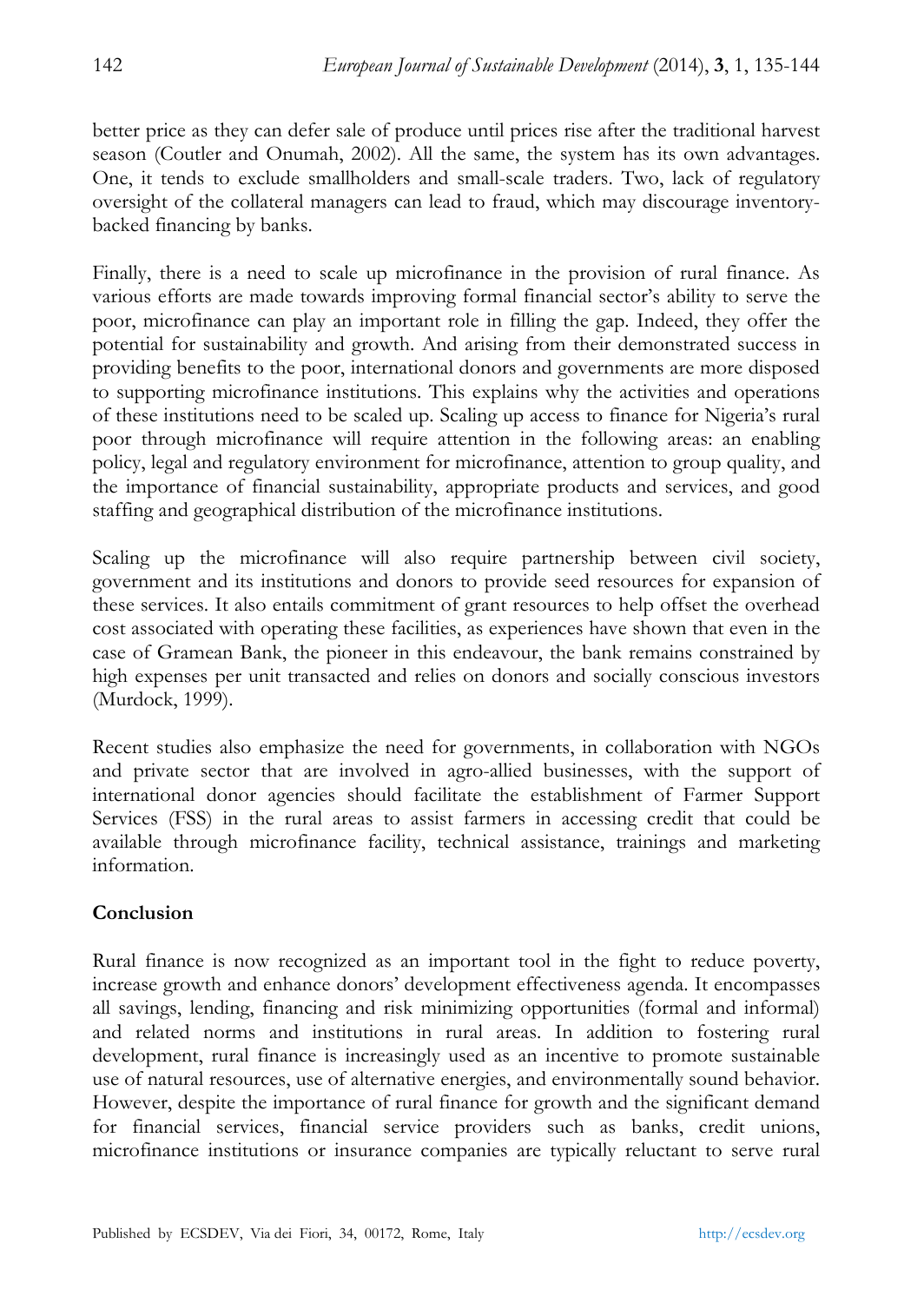better price as they can defer sale of produce until prices rise after the traditional harvest season (Coutler and Onumah, 2002). All the same, the system has its own advantages. One, it tends to exclude smallholders and small-scale traders. Two, lack of regulatory oversight of the collateral managers can lead to fraud, which may discourage inventory-backed financing by banks.

Finally, there is a need to scale up microfinance in the provision of rural finance. As various efforts are made towards improving formal financial sector's ability to serve the poor, microfinance can play an important role in filling the gap. Indeed, they offer the potential for sustainability and growth. And arising from their demonstrated success in providing benefits to the poor, international donors and governments are more disposed to supporting microfinance institutions. This explains why the activities and operations of these institutions need to be scaled up. Scaling up access to finance for Nigeria's rural poor through microfinance will require attention in the following areas: an enabling policy, legal and regulatory environment for microfinance, attention to group quality, and the importance of financial sustainability, appropriate products and services, and good staffing and geographical distribution of the microfinance institutions.

Scaling up the microfinance will also require partnership between civil society, government and its institutions and donors to provide seed resources for expansion of these services. It also entails commitment of grant resources to help offset the overhead cost associated with operating these facilities, as experiences have shown that even in the case of Gramean Bank, the pioneer in this endeavour, the bank remains constrained by high expenses per unit transacted and relies on donors and socially conscious investors (Murdock, 1999).

Recent studies also emphasize the need for governments, in collaboration with NGOs and private sector that are involved in agro-allied businesses, with the support of international donor agencies should facilitate the establishment of Farmer Support Services (FSS) in the rural areas to assist farmers in accessing credit that could be available through microfinance facility, technical assistance, trainings and marketing information.

## Conclusion

Rural finance is now recognized as an important tool in the fight to reduce poverty, increase growth and enhance donors' development effectiveness agenda. It encompasses all savings, lending, financing and risk minimizing opportunities (formal and informal) and related norms and institutions in rural areas. In addition to fostering rural development, rural finance is increasingly used as an incentive to promote sustainable use of natural resources, use of alternative energies, and environmentally sound behavior. However, despite the importance of rural finance for growth and the significant demand for financial services, financial service providers such as banks, credit unions, microfinance institutions or insurance companies are typically reluctant to serve rural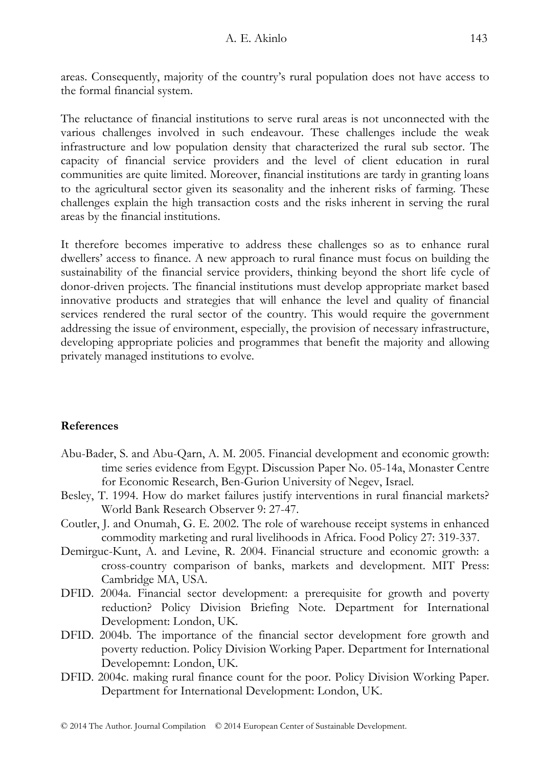areas. Consequently, majority of the country's rural population does not have access to the formal financial system.

The reluctance of financial institutions to serve rural areas is not unconnected with the various challenges involved in such endeavour. These challenges include the weak infrastructure and low population density that characterized the rural sub sector. The capacity of financial service providers and the level of client education in rural communities are quite limited. Moreover, financial institutions are tardy in granting loans to the agricultural sector given its seasonality and the inherent risks of farming. These challenges explain the high transaction costs and the risks inherent in serving the rural areas by the financial institutions.

It therefore becomes imperative to address these challenges so as to enhance rural dwellers' access to finance. A new approach to rural finance must focus on building the sustainability of the financial service providers, thinking beyond the short life cycle of donor-driven projects. The financial institutions must develop appropriate market based innovative products and strategies that will enhance the level and quality of financial services rendered the rural sector of the country. This would require the government addressing the issue of environment, especially, the provision of necessary infrastructure, developing appropriate policies and programmes that benefit the majority and allowing privately managed institutions to evolve.

## References

- Abu-Bader, S. and Abu-Qarn, A. M. 2005. Financial development and economic growth: time series evidence from Egypt. Discussion Paper No. 05-14a, Monaster Centre for Economic Research, Ben-Gurion University of Negev, Israel.
- Besley, T. 1994. How do market failures justify interventions in rural financial markets? World Bank Research Observer 9: 27-47.
- Coutler, J. and Onumah, G. E. 2002. The role of warehouse receipt systems in enhanced commodity marketing and rural livelihoods in Africa. Food Policy 27: 319-337.
- Demirguc-Kunt, A. and Levine, R. 2004. Financial structure and economic growth: a cross-country comparison of banks, markets and development. MIT Press: Cambridge MA, USA.
- DFID. 2004a. Financial sector development: a prerequisite for growth and poverty reduction? Policy Division Briefing Note. Department for International Development: London, UK.
- DFID. 2004b. The importance of the financial sector development fore growth and poverty reduction. Policy Division Working Paper. Department for International Developemnt: London, UK.
- DFID. 2004c. making rural finance count for the poor. Policy Division Working Paper. Department for International Development: London, UK.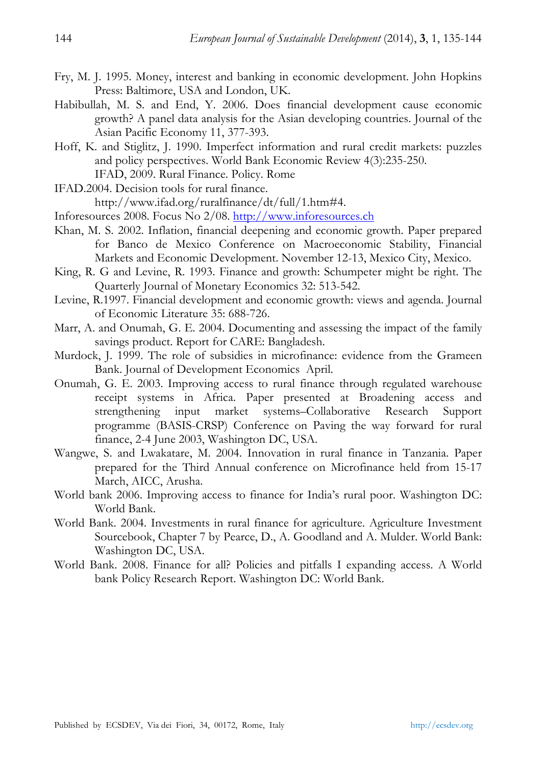Fry, M. J. 1995. Money, interest and banking in economic development. John Hopkins Press: Baltimore, USA and London, UK.

Habibullah, M. S. and End, Y. 2006. Does financial development cause economic growth? A panel data analysis for the Asian developing countries. Journal of the Asian Pacific Economy 11, 377-393.

Hoff, K. and Stiglitz, J. 1990. Imperfect information and rural credit markets: puzzles and policy perspectives. World Bank Economic Review 4(3):235-250.
IFAD, 2009. Rural Finance. Policy. Rome

IFAD.2004. Decision tools for rural finance.
http://www.ifad.org/ruralfinance/dt/full/1.htm#4.

Inforesources 2008. Focus No 2/08. http://www.inforesources.ch

Khan, M. S. 2002. Inflation, financial deepening and economic growth. Paper prepared for Banco de Mexico Conference on Macroeconomic Stability, Financial Markets and Economic Development. November 12-13, Mexico City, Mexico.

King, R. G and Levine, R. 1993. Finance and growth: Schumpeter might be right. The Quarterly Journal of Monetary Economics 32: 513-542.

Levine, R.1997. Financial development and economic growth: views and agenda. Journal of Economic Literature 35: 688-726.

Marr, A. and Onumah, G. E. 2004. Documenting and assessing the impact of the family savings product. Report for CARE: Bangladesh.

Murdock, J. 1999. The role of subsidies in microfinance: evidence from the Grameen Bank. Journal of Development Economics April.

Onumah, G. E. 2003. Improving access to rural finance through regulated warehouse receipt systems in Africa. Paper presented at Broadening access and strengthening input market systems–Collaborative Research Support programme (BASIS-CRSP) Conference on Paving the way forward for rural finance, 2-4 June 2003, Washington DC, USA.

Wangwe, S. and Lwakatare, M. 2004. Innovation in rural finance in Tanzania. Paper prepared for the Third Annual conference on Microfinance held from 15-17 March, AICC, Arusha.

World bank 2006. Improving access to finance for India's rural poor. Washington DC: World Bank.

World Bank. 2004. Investments in rural finance for agriculture. Agriculture Investment Sourcebook, Chapter 7 by Pearce, D., A. Goodland and A. Mulder. World Bank: Washington DC, USA.

World Bank. 2008. Finance for all? Policies and pitfalls I expanding access. A World bank Policy Research Report. Washington DC: World Bank.